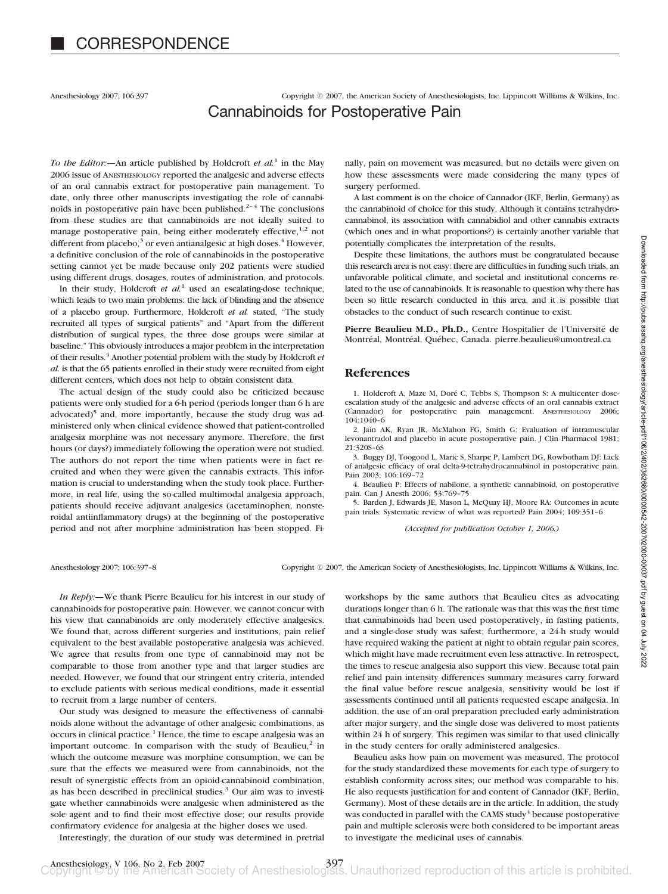# CORRESPONDENCE

## Cannabinoids for Postoperative Pain

*To the Editor:*—An article published by Holdcroft *et al.*[1] in the May 2006 issue of ANESTHESIOLOGY reported the analgesic and adverse effects of an oral cannabis extract for postoperative pain management. To date, only three other manuscripts investigating the role of cannabinoids in postoperative pain have been published.[2–4] The conclusions from these studies are that cannabinoids are not ideally suited to manage postoperative pain, being either moderately effective,[1,2] not different from placebo,[3] or even antianalgesic at high doses.[4] However, a definitive conclusion of the role of cannabinoids in the postoperative setting cannot yet be made because only 202 patients were studied using different drugs, dosages, routes of administration, and protocols.

In their study, Holdcroft *et al.*[1] used an escalating-dose technique, which leads to two main problems: the lack of blinding and the absence of a placebo group. Furthermore, Holdcroft *et al.* stated, "The study recruited all types of surgical patients" and "Apart from the different distribution of surgical types, the three dose groups were similar at baseline." This obviously introduces a major problem in the interpretation of their results.[4] Another potential problem with the study by Holdcroft *et al.* is that the 65 patients enrolled in their study were recruited from eight different centers, which does not help to obtain consistent data.

The actual design of the study could also be criticized because patients were only studied for a 6-h period (periods longer than 6 h are advocated)[5] and, more importantly, because the study drug was administered only when clinical evidence showed that patient-controlled analgesia morphine was not necessary anymore. Therefore, the first hours (or days?) immediately following the operation were not studied. The authors do not report the time when patients were in fact recruited and when they were given the cannabis extracts. This information is crucial to understanding when the study took place. Furthermore, in real life, using the so-called multimodal analgesia approach, patients should receive adjuvant analgesics (acetaminophen, nonsteroidal antiinflammatory drugs) at the beginning of the postoperative period and not after morphine administration has been stopped. Finally, pain on movement was measured, but no details were given on how these assessments were made considering the many types of surgery performed.

A last comment is on the choice of Cannador (IKF, Berlin, Germany) as the cannabinoid of choice for this study. Although it contains tetrahydrocannabinol, its association with cannabidiol and other cannabis extracts (which ones and in what proportions?) is certainly another variable that potentially complicates the interpretation of the results.

Despite these limitations, the authors must be congratulated because this research area is not easy: there are difficulties in funding such trials, an unfavorable political climate, and societal and institutional concerns related to the use of cannabinoids. It is reasonable to question why there has been so little research conducted in this area, and it is possible that obstacles to the conduct of such research continue to exist.

**Pierre Beaulieu M.D., Ph.D.,** Centre Hospitalier de l'Université de Montréal, Montréal, Québec, Canada. pierre.beaulieu@umontreal.ca

### References

1. Holdcroft A, Maze M, Doré C, Tebbs S, Thompson S: A multicenter dose-escalation study of the analgesic and adverse effects of an oral cannabis extract (Cannador) for postoperative pain management. ANESTHESIOLOGY 2006; 104:1040–6
2. Jain AK, Ryan JR, McMahon FG, Smith G: Evaluation of intramuscular levonantradol and placebo in acute postoperative pain. J Clin Pharmacol 1981; 21:320S–6S
3. Buggy DJ, Toogood L, Maric S, Sharpe P, Lambert DG, Rowbotham DJ: Lack of analgesic efficacy of oral delta-9-tetrahydrocannabinol in postoperative pain. Pain 2003; 106:169–72
4. Beaulieu P: Effects of nabilone, a synthetic cannabinoid, on postoperative pain. Can J Anesth 2006; 53:769–75
5. Barden J, Edwards JE, Mason L, McQuay HJ, Moore RA: Outcomes in acute pain trials: Systematic review of what was reported? Pain 2004; 109:351–6

*(Accepted for publication October 1, 2006.)*

*In Reply:*—We thank Pierre Beaulieu for his interest in our study of cannabinoids for postoperative pain. However, we cannot concur with his view that cannabinoids are only moderately effective analgesics. We found that, across different surgeries and institutions, pain relief equivalent to the best available postoperative analgesia was achieved. We agree that results from one type of cannabinoid may not be comparable to those from another type and that larger studies are needed. However, we found that our stringent entry criteria, intended to exclude patients with serious medical conditions, made it essential to recruit from a large number of centers.

Our study was designed to measure the effectiveness of cannabinoids alone without the advantage of other analgesic combinations, as occurs in clinical practice.[1] Hence, the time to escape analgesia was an important outcome. In comparison with the study of Beaulieu,[2] in which the outcome measure was morphine consumption, we can be sure that the effects we measured were from cannabinoids, not the result of synergistic effects from an opioid-cannabinoid combination, as has been described in preclinical studies.[3] Our aim was to investigate whether cannabinoids were analgesic when administered as the sole agent and to find their most effective dose; our results provide confirmatory evidence for analgesia at the higher doses we used.

Interestingly, the duration of our study was determined in pretrial workshops by the same authors that Beaulieu cites as advocating durations longer than 6 h. The rationale was that this was the first time that cannabinoids had been used postoperatively, in fasting patients, and a single-dose study was safest; furthermore, a 24-h study would have required waking the patient at night to obtain regular pain scores, which might have made recruitment even less attractive. In retrospect, the times to rescue analgesia also support this view. Because total pain relief and pain intensity differences summary measures carry forward the final value before rescue analgesia, sensitivity would be lost if assessments continued until all patients requested escape analgesia. In addition, the use of an oral preparation precluded early administration after major surgery, and the single dose was delivered to most patients within 24 h of surgery. This regimen was similar to that used clinically in the study centers for orally administered analgesics.

Beaulieu asks how pain on movement was measured. The protocol for the study standardized these movements for each type of surgery to establish conformity across sites; our method was comparable to his. He also requests justification for and content of Cannador (IKF, Berlin, Germany). Most of these details are in the article. In addition, the study was conducted in parallel with the CAMS study[4] because postoperative pain and multiple sclerosis were both considered to be important areas to investigate the medicinal uses of cannabis.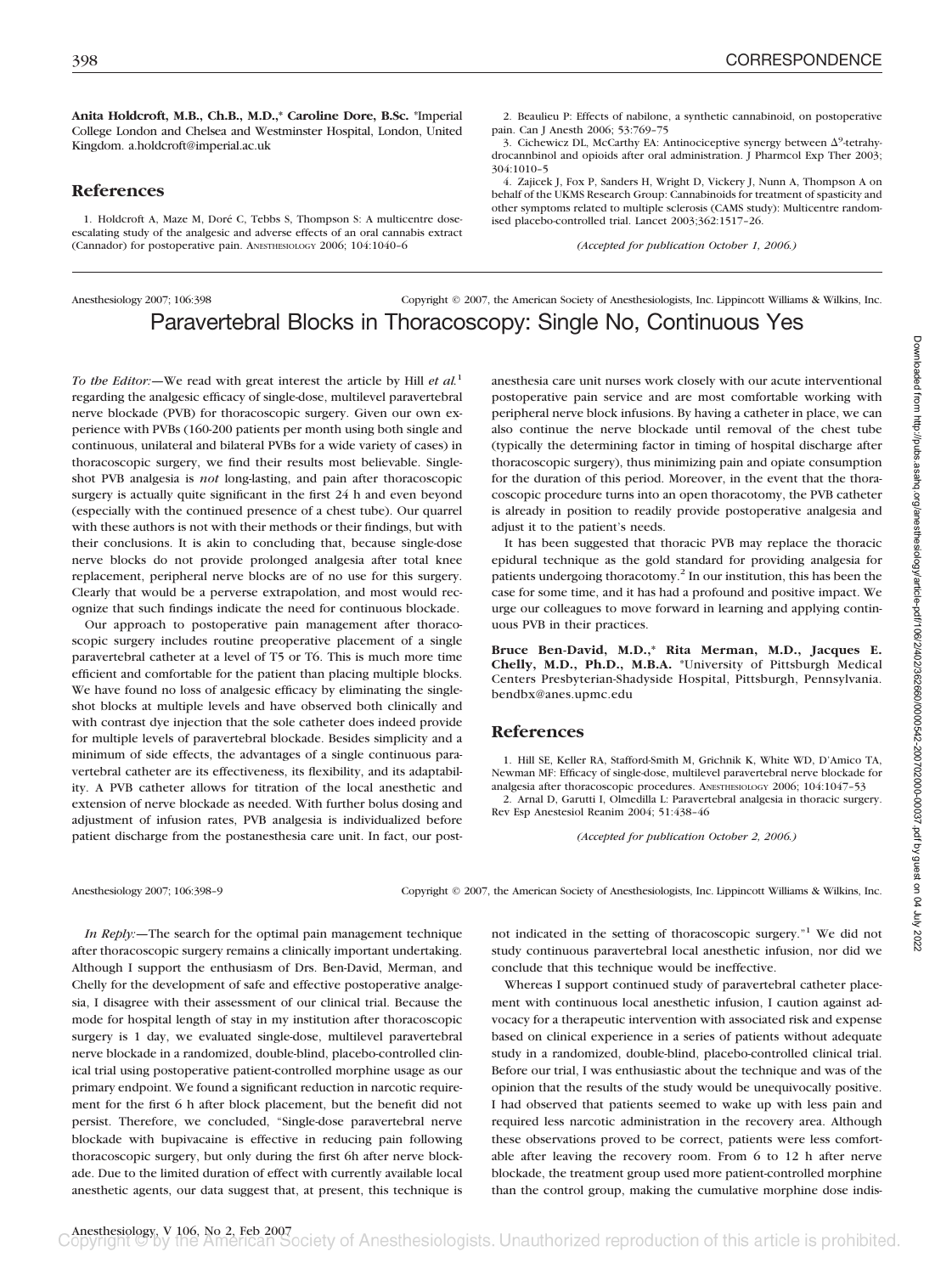**Anita Holdcroft, M.B., Ch.B., M.D.,*** **Caroline Dore, B.Sc.** *Imperial College London and Chelsea and Westminster Hospital, London, United Kingdom. a.holdcroft@imperial.ac.uk

## References

1. Holdcroft A, Maze M, Doré C, Tebbs S, Thompson S: A multicentre dose-escalating study of the analgesic and adverse effects of an oral cannabis extract (Cannador) for postoperative pain. ANESTHESIOLOGY 2006; 104:1040–6
2. Beaulieu P: Effects of nabilone, a synthetic cannabinoid, on postoperative pain. Can J Anesth 2006; 53:769–75
3. Cichewicz DL, McCarthy EA: Antinociceptive synergy between $\Delta^9$-tetrahydrocannbinol and opioids after oral administration. J Pharmcol Exp Ther 2003; 304:1010–5
4. Zajicek J, Fox P, Sanders H, Wright D, Vickery J, Nunn A, Thompson A on behalf of the UKMS Research Group: Cannabinoids for treatment of spasticity and other symptoms related to multiple sclerosis (CAMS study): Multicentre randomised placebo-controlled trial. Lancet 2003;362:1517–26.

*(Accepted for publication October 1, 2006.)*

Anesthesiology 2007; 106:398 Copyright © 2007, the American Society of Anesthesiologists, Inc. Lippincott Williams & Wilkins, Inc.

# Paravertebral Blocks in Thoracoscopy: Single No, Continuous Yes

*To the Editor:*—We read with great interest the article by Hill *et al.*[1] regarding the analgesic efficacy of single-dose, multilevel paravertebral nerve blockade (PVB) for thoracoscopic surgery. Given our own experience with PVBs (160-200 patients per month using both single and continuous, unilateral and bilateral PVBs for a wide variety of cases) in thoracoscopic surgery, we find their results most believable. Single-shot PVB analgesia is *not* long-lasting, and pain after thoracoscopic surgery is actually quite significant in the first 24 h and even beyond (especially with the continued presence of a chest tube). Our quarrel with these authors is not with their methods or their findings, but with their conclusions. It is akin to concluding that, because single-dose nerve blocks do not provide prolonged analgesia after total knee replacement, peripheral nerve blocks are of no use for this surgery. Clearly that would be a perverse extrapolation, and most would recognize that such findings indicate the need for continuous blockade.

Our approach to postoperative pain management after thoracoscopic surgery includes routine preoperative placement of a single paravertebral catheter at a level of T5 or T6. This is much more time efficient and comfortable for the patient than placing multiple blocks. We have found no loss of analgesic efficacy by eliminating the single-shot blocks at multiple levels and have observed both clinically and with contrast dye injection that the sole catheter does indeed provide for multiple levels of paravertebral blockade. Besides simplicity and a minimum of side effects, the advantages of a single continuous paravertebral catheter are its effectiveness, its flexibility, and its adaptability. A PVB catheter allows for titration of the local anesthetic and extension of nerve blockade as needed. With further bolus dosing and adjustment of infusion rates, PVB analgesia is individualized before patient discharge from the postanesthesia care unit. In fact, our postanesthesia care unit nurses work closely with our acute interventional postoperative pain service and are most comfortable working with peripheral nerve block infusions. By having a catheter in place, we can also continue the nerve blockade until removal of the chest tube (typically the determining factor in timing of hospital discharge after thoracoscopic surgery), thus minimizing pain and opiate consumption for the duration of this period. Moreover, in the event that the thoracoscopic procedure turns into an open thoracotomy, the PVB catheter is already in position to readily provide postoperative analgesia and adjust it to the patient's needs.

It has been suggested that thoracic PVB may replace the thoracic epidural technique as the gold standard for providing analgesia for patients undergoing thoracotomy.[2] In our institution, this has been the case for some time, and it has had a profound and positive impact. We urge our colleagues to move forward in learning and applying continuous PVB in their practices.

**Bruce Ben-David, M.D.,*** **Rita Merman, M.D., Jacques E. Chelly, M.D., Ph.D., M.B.A.** *University of Pittsburgh Medical Centers Presbyterian-Shadyside Hospital, Pittsburgh, Pennsylvania. bendbx@anes.upmc.edu

## References

1. Hill SE, Keller RA, Stafford-Smith M, Grichnik K, White WD, D'Amico TA, Newman MF: Efficacy of single-dose, multilevel paravertebral nerve blockade for analgesia after thoracoscopic procedures. ANESTHESIOLOGY 2006; 104:1047–53
2. Arnal D, Garutti I, Olmedilla L: Paravertebral analgesia in thoracic surgery. Rev Esp Anestesiol Reanim 2004; 51:438–46

*(Accepted for publication October 2, 2006.)*

Anesthesiology 2007; 106:398–9 Copyright © 2007, the American Society of Anesthesiologists, Inc. Lippincott Williams & Wilkins, Inc.

*In Reply:*—The search for the optimal pain management technique after thoracoscopic surgery remains a clinically important undertaking. Although I support the enthusiasm of Drs. Ben-David, Merman, and Chelly for the development of safe and effective postoperative analgesia, I disagree with their assessment of our clinical trial. Because the mode for hospital length of stay in my institution after thoracoscopic surgery is 1 day, we evaluated single-dose, multilevel paravertebral nerve blockade in a randomized, double-blind, placebo-controlled clinical trial using postoperative patient-controlled morphine usage as our primary endpoint. We found a significant reduction in narcotic requirement for the first 6 h after block placement, but the benefit did not persist. Therefore, we concluded, "Single-dose paravertebral nerve blockade with bupivacaine is effective in reducing pain following thoracoscopic surgery, but only during the first 6h after nerve blockade. Due to the limited duration of effect with currently available local anesthetic agents, our data suggest that, at present, this technique is not indicated in the setting of thoracoscopic surgery."[1] We did not study continuous paravertebral local anesthetic infusion, nor did we conclude that this technique would be ineffective.

Whereas I support continued study of paravertebral catheter placement with continuous local anesthetic infusion, I caution against advocacy for a therapeutic intervention with associated risk and expense based on clinical experience in a series of patients without adequate study in a randomized, double-blind, placebo-controlled clinical trial. Before our trial, I was enthusiastic about the technique and was of the opinion that the results of the study would be unequivocally positive. I had observed that patients seemed to wake up with less pain and required less narcotic administration in the recovery area. Although these observations proved to be correct, patients were less comfortable after leaving the recovery room. From 6 to 12 h after nerve blockade, the treatment group used more patient-controlled morphine than the control group, making the cumulative morphine dose indis-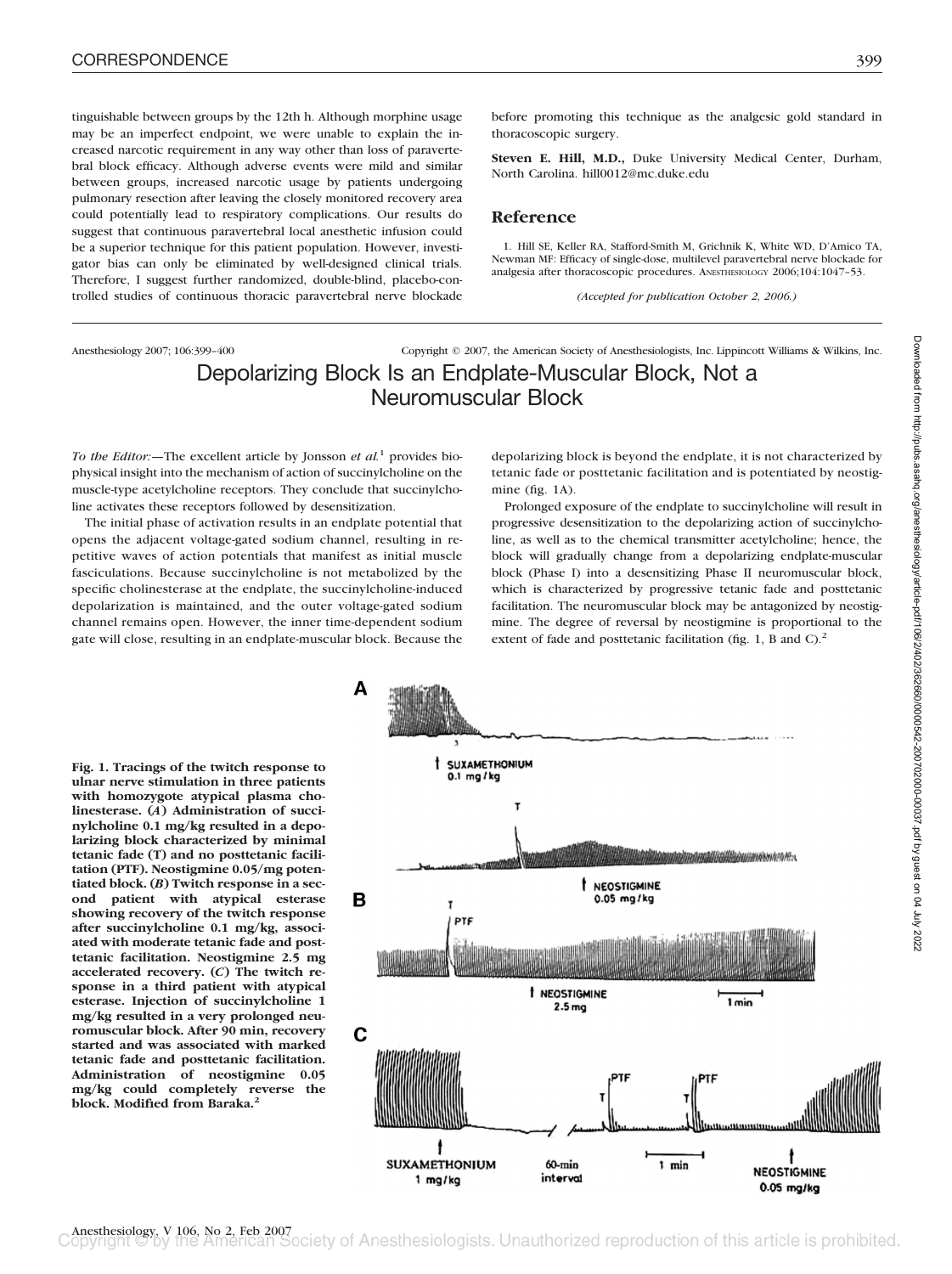tinguishable between groups by the 12th h. Although morphine usage may be an imperfect endpoint, we were unable to explain the increased narcotic requirement in any way other than loss of paravertebral block efficacy. Although adverse events were mild and similar between groups, increased narcotic usage by patients undergoing pulmonary resection after leaving the closely monitored recovery area could potentially lead to respiratory complications. Our results do suggest that continuous paravertebral local anesthetic infusion could be a superior technique for this patient population. However, investigator bias can only be eliminated by well-designed clinical trials. Therefore, I suggest further randomized, double-blind, placebo-controlled studies of continuous thoracic paravertebral nerve blockade before promoting this technique as the analgesic gold standard in thoracoscopic surgery.

**Steven E. Hill, M.D.,** Duke University Medical Center, Durham, North Carolina. hill0012@mc.duke.edu

## Reference

1. Hill SE, Keller RA, Stafford-Smith M, Grichnik K, White WD, D'Amico TA, Newman MF: Efficacy of single-dose, multilevel paravertebral nerve blockade for analgesia after thoracoscopic procedures. ANESTHESIOLOGY 2006;104:1047–53.

*(Accepted for publication October 2, 2006.)*

# Depolarizing Block Is an Endplate-Muscular Block, Not a Neuromuscular Block

*To the Editor:*—The excellent article by Jonsson *et al.*[1] provides biophysical insight into the mechanism of action of succinylcholine on the muscle-type acetylcholine receptors. They conclude that succinylcholine activates these receptors followed by desensitization.

The initial phase of activation results in an endplate potential that opens the adjacent voltage-gated sodium channel, resulting in repetitive waves of action potentials that manifest as initial muscle fasciculations. Because succinylcholine is not metabolized by the specific cholinesterase at the endplate, the succinylcholine-induced depolarization is maintained, and the outer voltage-gated sodium channel remains open. However, the inner time-dependent sodium gate will close, resulting in an endplate-muscular block. Because the depolarizing block is beyond the endplate, it is not characterized by tetanic fade or posttetanic facilitation and is potentiated by neostigmine (fig. 1A).

Prolonged exposure of the endplate to succinylcholine will result in progressive desensitization to the depolarizing action of succinylcholine, as well as to the chemical transmitter acetylcholine; hence, the block will gradually change from a depolarizing endplate-muscular block (Phase I) into a desensitizing Phase II neuromuscular block, which is characterized by progressive tetanic fade and posttetanic facilitation. The neuromuscular block may be antagonized by neostigmine. The degree of reversal by neostigmine is proportional to the extent of fade and posttetanic facilitation (fig. 1, B and C).[2]

**Fig. 1. Tracings of the twitch response to ulnar nerve stimulation in three patients with homozygote atypical plasma cholinesterase. (*A*) Administration of succinylcholine 0.1 mg/kg resulted in a depolarizing block characterized by minimal tetanic fade (T) and no posttetanic facilitation (PTF). Neostigmine 0.05/mg potentiated block. (*B*) Twitch response in a second patient with atypical esterase showing recovery of the twitch response after succinylcholine 0.1 mg/kg, associated with moderate tetanic fade and posttetanic facilitation. Neostigmine 2.5 mg accelerated recovery. (*C*) The twitch response in a third patient with atypical esterase. Injection of succinylcholine 1 mg/kg resulted in a very prolonged neuromuscular block. After 90 min, recovery started and was associated with marked tetanic fade and posttetanic facilitation. Administration of neostigmine 0.05 mg/kg could completely reverse the block. Modified from Baraka.[2]**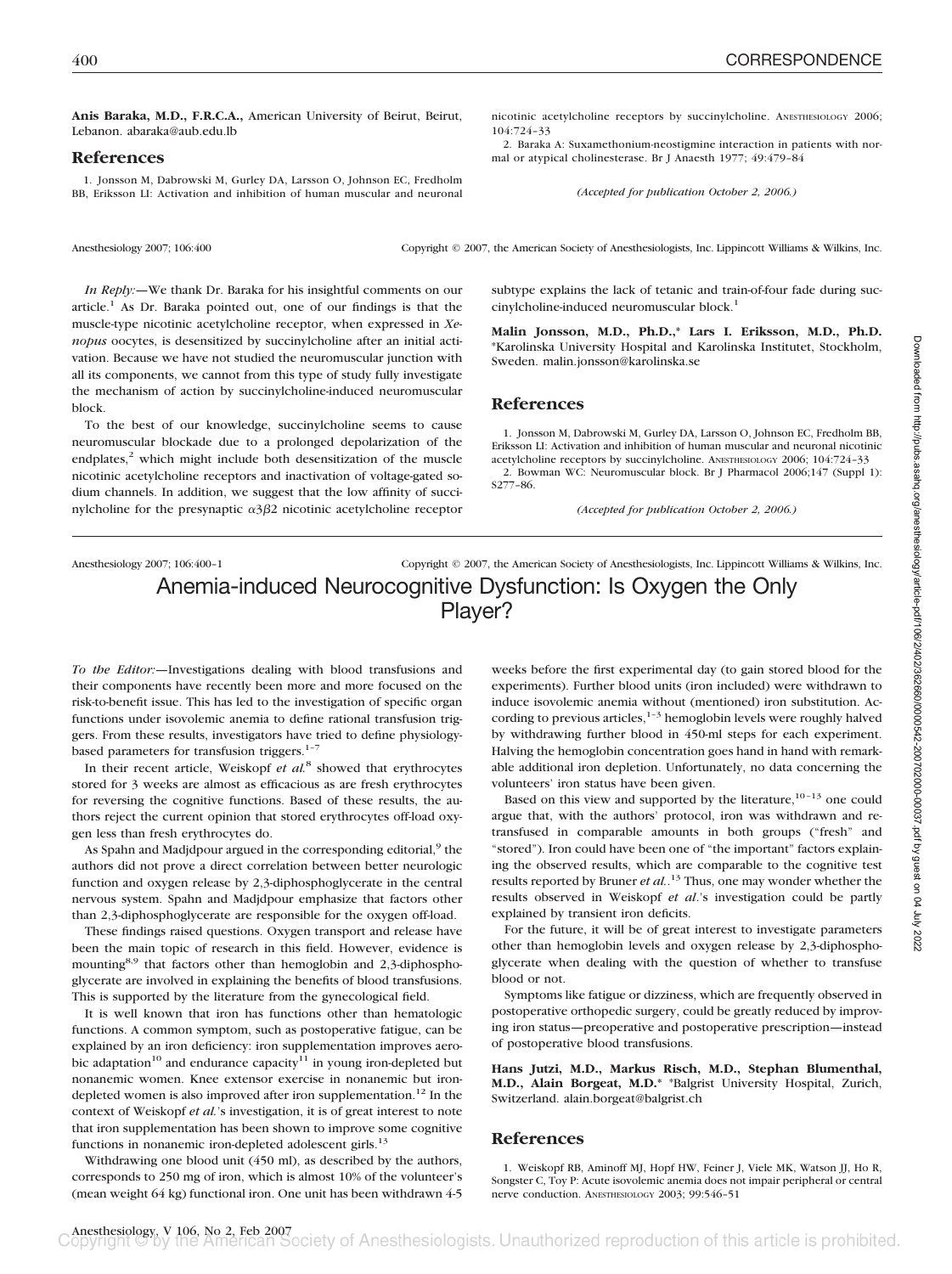**Anis Baraka, M.D., F.R.C.A.,** American University of Beirut, Beirut, Lebanon. abaraka@aub.edu.lb

## References

1. Jonsson M, Dabrowski M, Gurley DA, Larsson O, Johnson EC, Fredholm BB, Eriksson LI: Activation and inhibition of human muscular and neuronal nicotinic acetylcholine receptors by succinylcholine. ANESTHESIOLOGY 2006; 104:724–33

2. Baraka A: Suxamethonium-neostigmine interaction in patients with normal or atypical cholinesterase. Br J Anaesth 1977; 49:479–84

*(Accepted for publication October 2, 2006.)*

---

*In Reply:*—We thank Dr. Baraka for his insightful comments on our article.[1] As Dr. Baraka pointed out, one of our findings is that the muscle-type nicotinic acetylcholine receptor, when expressed in *Xenopus* oocytes, is desensitized by succinylcholine after an initial activation. Because we have not studied the neuromuscular junction with all its components, we cannot from this type of study fully investigate the mechanism of action by succinylcholine-induced neuromuscular block.

To the best of our knowledge, succinylcholine seems to cause neuromuscular blockade due to a prolonged depolarization of the endplates,[2] which might include both desensitization of the muscle nicotinic acetylcholine receptors and inactivation of voltage-gated sodium channels. In addition, we suggest that the low affinity of succinylcholine for the presynaptic $\alpha3\beta2$ nicotinic acetylcholine receptor subtype explains the lack of tetanic and train-of-four fade during succinylcholine-induced neuromuscular block.[1]

**Malin Jonsson, M.D., Ph.D.,\* Lars I. Eriksson, M.D., Ph.D.** \*Karolinska University Hospital and Karolinska Institutet, Stockholm, Sweden. malin.jonsson@karolinska.se

## References

1. Jonsson M, Dabrowski M, Gurley DA, Larsson O, Johnson EC, Fredholm BB, Eriksson LI: Activation and inhibition of human muscular and neuronal nicotinic acetylcholine receptors by succinylcholine. ANESTHESIOLOGY 2006; 104:724–33

2. Bowman WC: Neuromuscular block. Br J Pharmacol 2006;147 (Suppl 1): S277–86.

*(Accepted for publication October 2, 2006.)*

---

# Anemia-induced Neurocognitive Dysfunction: Is Oxygen the Only Player?

*To the Editor:*—Investigations dealing with blood transfusions and their components have recently been more and more focused on the risk-to-benefit issue. This has led to the investigation of specific organ functions under isovolemic anemia to define rational transfusion triggers. From these results, investigators have tried to define physiology-based parameters for transfusion triggers.[1–7]

In their recent article, Weiskopf *et al.*[8] showed that erythrocytes stored for 3 weeks are almost as efficacious as are fresh erythrocytes for reversing the cognitive functions. Based of these results, the authors reject the current opinion that stored erythrocytes off-load oxygen less than fresh erythrocytes do.

As Spahn and Madjdpour argued in the corresponding editorial,[9] the authors did not prove a direct correlation between better neurologic function and oxygen release by 2,3-diphosphoglycerate in the central nervous system. Spahn and Madjdpour emphasize that factors other than 2,3-diphosphoglycerate are responsible for the oxygen off-load.

These findings raised questions. Oxygen transport and release have been the main topic of research in this field. However, evidence is mounting[8,9] that factors other than hemoglobin and 2,3-diphosphoglycerate are involved in explaining the benefits of blood transfusions. This is supported by the literature from the gynecological field.

It is well known that iron has functions other than hematologic functions. A common symptom, such as postoperative fatigue, can be explained by an iron deficiency: iron supplementation improves aerobic adaptation[10] and endurance capacity[11] in young iron-depleted but nonanemic women. Knee extensor exercise in nonanemic but iron-depleted women is also improved after iron supplementation.[12] In the context of Weiskopf *et al.*'s investigation, it is of great interest to note that iron supplementation has been shown to improve some cognitive functions in nonanemic iron-depleted adolescent girls.[13]

Withdrawing one blood unit (450 ml), as described by the authors, corresponds to 250 mg of iron, which is almost 10% of the volunteer's (mean weight 64 kg) functional iron. One unit has been withdrawn 4-5 weeks before the first experimental day (to gain stored blood for the experiments). Further blood units (iron included) were withdrawn to induce isovolemic anemia without (mentioned) iron substitution. According to previous articles,[1–3] hemoglobin levels were roughly halved by withdrawing further blood in 450-ml steps for each experiment. Halving the hemoglobin concentration goes hand in hand with remarkable additional iron depletion. Unfortunately, no data concerning the volunteers' iron status have been given.

Based on this view and supported by the literature,[10–13] one could argue that, with the authors' protocol, iron was withdrawn and retransfused in comparable amounts in both groups ("fresh" and "stored"). Iron could have been one of "the important" factors explaining the observed results, which are comparable to the cognitive test results reported by Bruner *et al.*.[13] Thus, one may wonder whether the results observed in Weiskopf *et al.*'s investigation could be partly explained by transient iron deficits.

For the future, it will be of great interest to investigate parameters other than hemoglobin levels and oxygen release by 2,3-diphosphoglycerate when dealing with the question of whether to transfuse blood or not.

Symptoms like fatigue or dizziness, which are frequently observed in postoperative orthopedic surgery, could be greatly reduced by improving iron status—preoperative and postoperative prescription—instead of postoperative blood transfusions.

**Hans Jutzi, M.D., Markus Risch, M.D., Stephan Blumenthal, M.D., Alain Borgeat, M.D.\*** \*Balgrist University Hospital, Zurich, Switzerland. alain.borgeat@balgrist.ch

## References

1. Weiskopf RB, Aminoff MJ, Hopf HW, Feiner J, Viele MK, Watson JJ, Ho R, Songster C, Toy P: Acute isovolemic anemia does not impair peripheral or central nerve conduction. ANESTHESIOLOGY 2003; 99:546–51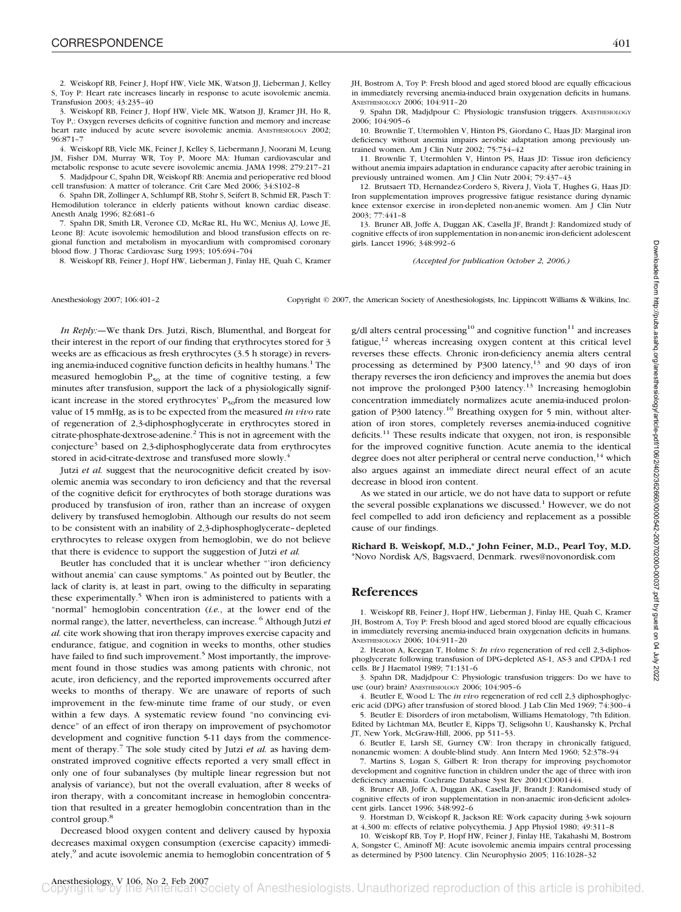2. Weiskopf RB, Feiner J, Hopf HW, Viele MK, Watson JJ, Lieberman J, Kelley S, Toy P: Heart rate increases linearly in response to acute isovolemic anemia. Transfusion 2003; 43:235–40

3. Weiskopf RB, Feiner J, Hopf HW, Viele MK, Watson JJ, Kramer JH, Ho R, Toy P,: Oxygen reverses deficits of cognitive function and memory and increase heart rate induced by acute severe isovolemic anemia. ANESTHESIOLOGY 2002; 96:871–7

4. Weiskopf RB, Viele MK, Feiner J, Kelley S, Liebermann J, Noorani M, Leung JM, Fisher DM, Murray WR, Toy P, Moore MA: Human cardiovascular and metabolic response to acute severe isovolemic anemia. JAMA 1998; 279:217–21

5. Madjdpour C, Spahn DR, Weiskopf RB: Anemia and perioperative red blood cell transfusion: A matter of tolerance. Crit Care Med 2006; 34:S102–8

6. Spahn DR, Zollinger A, Schlumpf RB, Stohr S, Seifert B, Schmid ER, Pasch T: Hemodilution tolerance in elderly patients without known cardiac disease. Anesth Analg 1996; 82:681–6

7. Spahn DR, Smith LR, Veronee CD, McRae RL, Hu WC, Menius AJ, Lowe JE, Leone BJ: Acute isovolemic hemodilution and blood transfusion effects on regional function and metabolism in myocardium with compromised coronary blood flow. J Thorac Cardiovasc Surg 1993; 105:694–704

8. Weiskopf RB, Feiner J, Hopf HW, Lieberman J, Finlay HE, Quah C, Kramer JH, Bostrom A, Toy P: Fresh blood and aged stored blood are equally efficacious in immediately reversing anemia-induced brain oxygenation deficits in humans. ANESTHESIOLOGY 2006; 104:911–20

9. Spahn DR, Madjdpour C: Physiologic transfusion triggers. ANESTHESIOLOGY 2006; 104:905–6

10. Brownlie T, Utermohlen V, Hinton PS, Giordano C, Haas JD: Marginal iron deficiency without anemia impairs aerobic adaptation among previously untrained women. Am J Clin Nutr 2002; 75:734–42

11. Brownlie T, Utermohlen V, Hinton PS, Haas JD: Tissue iron deficiency without anemia impairs adaptation in endurance capacity after aerobic training in previously untrained women. Am J Clin Nutr 2004; 79:437–43

12. Brutsaert TD, Hernandez-Cordero S, Rivera J, Viola T, Hughes G, Haas JD: Iron supplementation improves progressive fatigue resistance during dynamic knee extensor exercise in iron-depleted non-anemic women. Am J Clin Nutr 2003; 77:441–8

13. Bruner AB, Joffe A, Duggan AK, Casella JF, Brandt J: Randomized study of cognitive effects of iron supplementation in non-anemic iron-deficient adolescent girls. Lancet 1996; 348:992–6

*(Accepted for publication October 2, 2006.)*

*In Reply:*—We thank Drs. Jutzi, Risch, Blumenthal, and Borgeat for their interest in the report of our finding that erythrocytes stored for 3 weeks are as efficacious as fresh erythrocytes (3.5 h storage) in reversing anemia-induced cognitive function deficits in healthy humans.[1] The measured hemoglobin $P_{50}$ at the time of cognitive testing, a few minutes after transfusion, support the lack of a physiologically significant increase in the stored erythrocytes' $P_{50}$ from the measured low value of 15 mmHg, as is to be expected from the measured *in vivo* rate of regeneration of 2,3-diphosphoglycerate in erythrocytes stored in citrate-phosphate-dextrose-adenine.[2] This is not in agreement with the conjecture[3] based on 2,3-diphosphoglycerate data from erythrocytes stored in acid-citrate-dextrose and transfused more slowly.[4]

Jutzi *et al.* suggest that the neurocognitive deficit created by isovolemic anemia was secondary to iron deficiency and that the reversal of the cognitive deficit for erythrocytes of both storage durations was produced by transfusion of iron, rather than an increase of oxygen delivery by transfused hemoglobin. Although our results do not seem to be consistent with an inability of 2,3-diphosphoglycerate–depleted erythrocytes to release oxygen from hemoglobin, we do not believe that there is evidence to support the suggestion of Jutzi *et al.*

Beutler has concluded that it is unclear whether "'iron deficiency without anemia' can cause symptoms." As pointed out by Beutler, the lack of clarity is, at least in part, owing to the difficulty in separating these experimentally.[5] When iron is administered to patients with a "normal" hemoglobin concentration (*i.e.*, at the lower end of the normal range), the latter, nevertheless, can increase.[6] Although Jutzi *et al.* cite work showing that iron therapy improves exercise capacity and endurance, fatigue, and cognition in weeks to months, other studies have failed to find such improvement.[5] Most importantly, the improvement found in those studies was among patients with chronic, not acute, iron deficiency, and the reported improvements occurred after weeks to months of therapy. We are unaware of reports of such improvement in the few-minute time frame of our study, or even within a few days. A systematic review found "no convincing evidence" of an effect of iron therapy on improvement of psychomotor development and cognitive function 5-11 days from the commencement of therapy.[7] The sole study cited by Jutzi *et al.* as having demonstrated improved cognitive effects reported a very small effect in only one of four subanalyses (by multiple linear regression but not analysis of variance), but not the overall evaluation, after 8 weeks of iron therapy, with a concomitant increase in hemoglobin concentration that resulted in a greater hemoglobin concentration than in the control group.[8]

Decreased blood oxygen content and delivery caused by hypoxia decreases maximal oxygen consumption (exercise capacity) immediately,[9] and acute isovolemic anemia to hemoglobin concentration of 5 g/dl alters central processing[10] and cognitive function[11] and increases fatigue,[12] whereas increasing oxygen content at this critical level reverses these effects. Chronic iron-deficiency anemia alters central processing as determined by P300 latency,[13] and 90 days of iron therapy reverses the iron deficiency and improves the anemia but does not improve the prolonged P300 latency.[13] Increasing hemoglobin concentration immediately normalizes acute anemia-induced prolongation of P300 latency.[10] Breathing oxygen for 5 min, without alteration of iron stores, completely reverses anemia-induced cognitive deficits.[11] These results indicate that oxygen, not iron, is responsible for the improved cognitive function. Acute anemia to the identical degree does not alter peripheral or central nerve conduction,[14] which also argues against an immediate direct neural effect of an acute decrease in blood iron content.

As we stated in our article, we do not have data to support or refute the several possible explanations we discussed.[1] However, we do not feel compelled to add iron deficiency and replacement as a possible cause of our findings.

**Richard B. Weiskopf, M.D.,\* John Feiner, M.D., Pearl Toy, M.D.**
\*Novo Nordisk A/S, Bagsvaerd, Denmark. rwes@novonordisk.com

## References

1. Weiskopf RB, Feiner J, Hopf HW, Lieberman J, Finlay HE, Quah C, Kramer JH, Bostrom A, Toy P: Fresh blood and aged stored blood are equally efficacious in immediately reversing anemia-induced brain oxygenation deficits in humans. ANESTHESIOLOGY 2006; 104:911–20

2. Heaton A, Keegan T, Holme S: *In vivo* regeneration of red cell 2,3-diphosphoglycerate following transfusion of DPG-depleted AS-1, AS-3 and CPDA-1 red cells. Br J Haematol 1989; 71:131–6

3. Spahn DR, Madjdpour C: Physiologic transfusion triggers: Do we have to use (our) brain? ANESTHESIOLOGY 2006; 104:905–6

4. Beutler E, Wood L: The *in vivo* regeneration of red cell 2,3 diphosphoglyceric acid (DPG) after transfusion of stored blood. J Lab Clin Med 1969; 74:300–4

5. Beutler E: Disorders of iron metabolism, Williams Hematology, 7th Edition. Edited by Lichtman MA, Beutler E, Kipps TJ, Seligsohn U, Kaushansky K, Prchal JT, New York, McGraw-Hill, 2006, pp 511–53.

6. Beutler E, Larsh SE, Gurney CW: Iron therapy in chronically fatigued, nonanemic women: A double-blind study. Ann Intern Med 1960; 52:378–94

7. Martins S, Logan S, Gilbert R: Iron therapy for improving psychomotor development and cognitive function in children under the age of three with iron deficiency anaemia. Cochrane Database Syst Rev 2001:CD001444.

8. Bruner AB, Joffe A, Duggan AK, Casella JF, Brandt J: Randomised study of cognitive effects of iron supplementation in non-anaemic iron-deficient adolescent girls. Lancet 1996; 348:992–6

9. Horstman D, Weiskopf R, Jackson RE: Work capacity during 3-wk sojourn at 4,300 m: effects of relative polycythemia. J App Physiol 1980; 49:311–8

10. Weiskopf RB, Toy P, Hopf HW, Feiner J, Finlay HE, Takahashi M, Bostrom A, Songster C, Aminoff MJ: Acute isovolemic anemia impairs central processing as determined by P300 latency. Clin Neurophysio 2005; 116:1028–32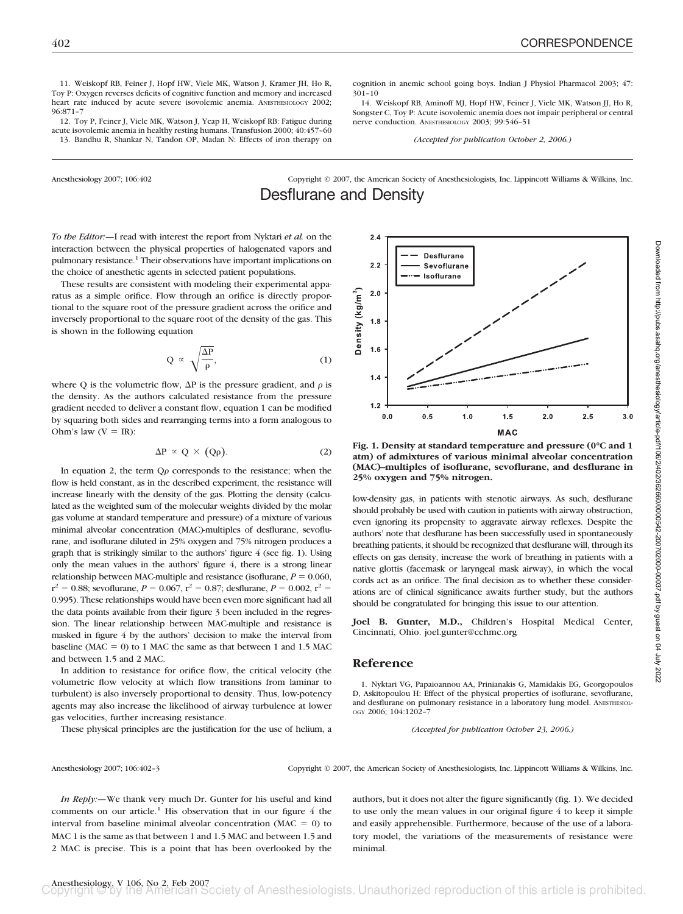11. Weiskopf RB, Feiner J, Hopf HW, Viele MK, Watson J, Kramer JH, Ho R, Toy P: Oxygen reverses deficits of cognitive function and memory and increased heart rate induced by acute severe isovolemic anemia. ANESTHESIOLOGY 2002; 96:871–7

12. Toy P, Feiner J, Viele MK, Watson J, Yeap H, Weiskopf RB: Fatigue during acute isovolemic anemia in healthy resting humans. Transfusion 2000; 40:457–60

13. Bandhu R, Shankar N, Tandon OP, Madan N: Effects of iron therapy on cognition in anemic school going boys. Indian J Physiol Pharmacol 2003; 47: 301–10

14. Weiskopf RB, Aminoff MJ, Hopf HW, Feiner J, Viele MK, Watson JJ, Ho R, Songster C, Toy P: Acute isovolemic anemia does not impair peripheral or central nerve conduction. ANESTHESIOLOGY 2003; 99:546–51

*(Accepted for publication October 2, 2006.)*

Anesthesiology 2007; 106:402 Copyright © 2007, the American Society of Anesthesiologists, Inc. Lippincott Williams & Wilkins, Inc.

# Desflurane and Density

*To the Editor:*—I read with interest the report from Nyktari *et al.* on the interaction between the physical properties of halogenated vapors and pulmonary resistance.[1] Their observations have important implications on the choice of anesthetic agents in selected patient populations.

These results are consistent with modeling their experimental apparatus as a simple orifice. Flow through an orifice is directly proportional to the square root of the pressure gradient across the orifice and inversely proportional to the square root of the density of the gas. This is shown in the following equation

$$Q \propto \sqrt{\frac{\Delta P}{\rho}}, \tag{1}$$

where Q is the volumetric flow, $\Delta P$ is the pressure gradient, and $\rho$ is the density. As the authors calculated resistance from the pressure gradient needed to deliver a constant flow, equation 1 can be modified by squaring both sides and rearranging terms into a form analogous to Ohm's law (V = IR):

$$\Delta P \propto Q \times (Q\rho). \tag{2}$$

In equation 2, the term $Q\rho$ corresponds to the resistance; when the flow is held constant, as in the described experiment, the resistance will increase linearly with the density of the gas. Plotting the density (calculated as the weighted sum of the molecular weights divided by the molar gas volume at standard temperature and pressure) of a mixture of various minimal alveolar concentration (MAC)-multiples of desflurane, sevoflurane, and isoflurane diluted in 25% oxygen and 75% nitrogen produces a graph that is strikingly similar to the authors' figure 4 (see fig. 1). Using only the mean values in the authors' figure 4, there is a strong linear relationship between MAC-multiple and resistance (isoflurane, $P = 0.060$, $r^2 = 0.88$; sevoflurane, $P = 0.067$, $r^2 = 0.87$; desflurane, $P = 0.002$, $r^2 = 0.995$). These relationships would have been even more significant had all the data points available from their figure 3 been included in the regression. The linear relationship between MAC-multiple and resistance is masked in figure 4 by the authors' decision to make the interval from baseline (MAC = 0) to 1 MAC the same as that between 1 and 1.5 MAC and between 1.5 and 2 MAC.

In addition to resistance for orifice flow, the critical velocity (the volumetric flow velocity at which flow transitions from laminar to turbulent) is also inversely proportional to density. Thus, low-potency agents may also increase the likelihood of airway turbulence at lower gas velocities, further increasing resistance.

These physical principles are the justification for the use of helium, a low-density gas, in patients with stenotic airways. As such, desflurane should probably be used with caution in patients with airway obstruction, even ignoring its propensity to aggravate airway reflexes. Despite the authors' note that desflurane has been successfully used in spontaneously breathing patients, it should be recognized that desflurane will, through its effects on gas density, increase the work of breathing in patients with a native glottis (facemask or laryngeal mask airway), in which the vocal cords act as an orifice. The final decision as to whether these considerations are of clinical significance awaits further study, but the authors should be congratulated for bringing this issue to our attention.

**Fig. 1. Density at standard temperature and pressure (0°C and 1 atm) of admixtures of various minimal alveolar concentration (MAC)–multiples of isoflurane, sevoflurane, and desflurane in 25% oxygen and 75% nitrogen.**

**Joel B. Gunter, M.D.,** Children's Hospital Medical Center, Cincinnati, Ohio. joel.gunter@cchmc.org

## Reference

1. Nyktari VG, Papaioannou AA, Prinianakis G, Mamidakis EG, Georgopoulos D, Askitopoulou H: Effect of the physical properties of isoflurane, sevoflurane, and desflurane on pulmonary resistance in a laboratory lung model. ANESTHESIOLOGY 2006; 104:1202–7

*(Accepted for publication October 23, 2006.)*

Anesthesiology 2007; 106:402–3 Copyright © 2007, the American Society of Anesthesiologists, Inc. Lippincott Williams & Wilkins, Inc.

*In Reply:*—We thank very much Dr. Gunter for his useful and kind comments on our article.[1] His observation that in our figure 4 the interval from baseline minimal alveolar concentration (MAC = 0) to MAC 1 is the same as that between 1 and 1.5 MAC and between 1.5 and 2 MAC is precise. This is a point that has been overlooked by the authors, but it does not alter the figure significantly (fig. 1). We decided to use only the mean values in our original figure 4 to keep it simple and easily apprehensible. Furthermore, because of the use of a laboratory model, the variations of the measurements of resistance were minimal.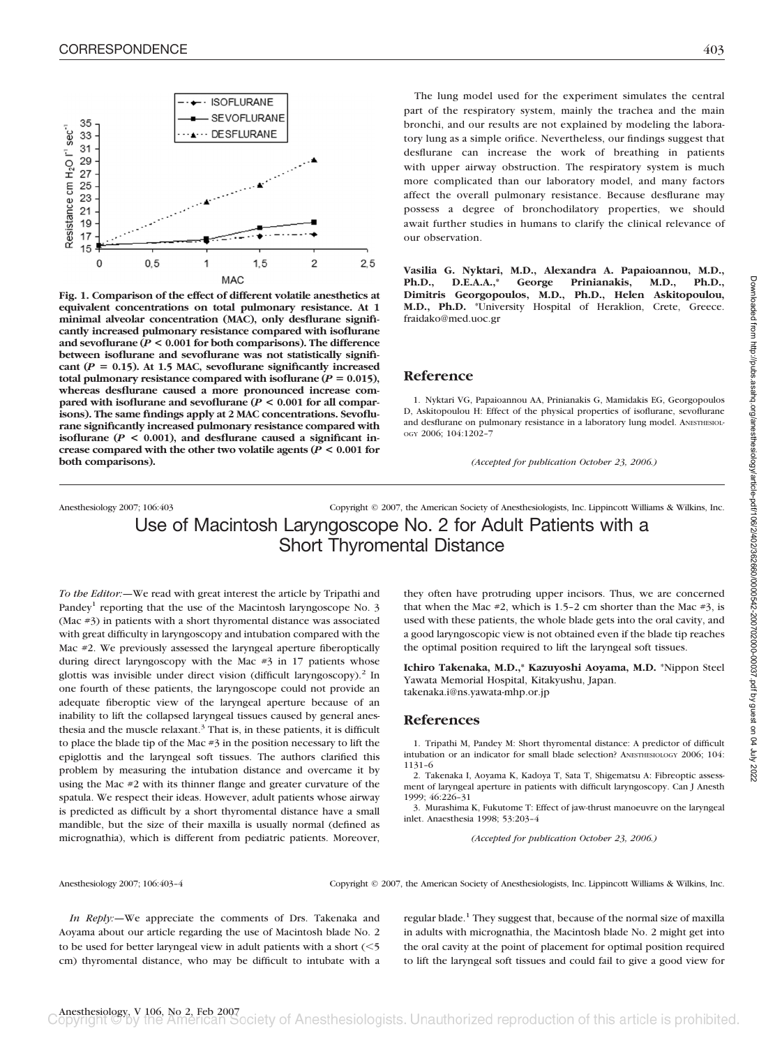Fig. 1. Comparison of the effect of different volatile anesthetics at equivalent concentrations on total pulmonary resistance. At 1 minimal alveolar concentration (MAC), only desflurane significantly increased pulmonary resistance compared with isoflurane and sevoflurane ($P < 0.001$ for both comparisons). The difference between isoflurane and sevoflurane was not statistically significant ($P = 0.15$). At 1.5 MAC, sevoflurane significantly increased total pulmonary resistance compared with isoflurane ($P = 0.015$), whereas desflurane caused a more pronounced increase compared with isoflurane and sevoflurane ($P < 0.001$ for all comparisons). The same findings apply at 2 MAC concentrations. Sevoflurane significantly increased pulmonary resistance compared with isoflurane ($P < 0.001$), and desflurane caused a significant increase compared with the other two volatile agents ($P < 0.001$ for both comparisons).

The lung model used for the experiment simulates the central part of the respiratory system, mainly the trachea and the main bronchi, and our results are not explained by modeling the laboratory lung as a simple orifice. Nevertheless, our findings suggest that desflurane can increase the work of breathing in patients with upper airway obstruction. The respiratory system is much more complicated than our laboratory model, and many factors affect the overall pulmonary resistance. Because desflurane may possess a degree of bronchodilatory properties, we should await further studies in humans to clarify the clinical relevance of our observation.

**Vasilia G. Nyktari, M.D., Alexandra A. Papaioannou, M.D., Ph.D., D.E.A.A.,\* George Prinianakis, M.D., Ph.D., Dimitris Georgopoulos, M.D., Ph.D., Helen Askitopoulou, M.D., Ph.D.** \*University Hospital of Heraklion, Crete, Greece. fraidako@med.uoc.gr

## Reference

1. Nyktari VG, Papaioannou AA, Prinianakis G, Mamidakis EG, Georgopoulos D, Askitopoulou H: Effect of the physical properties of isoflurane, sevoflurane and desflurane on pulmonary resistance in a laboratory lung model. ANESTHESIOLOGY 2006; 104:1202–7

*(Accepted for publication October 23, 2006.)*

Anesthesiology 2007; 106:403 Copyright © 2007, the American Society of Anesthesiologists, Inc. Lippincott Williams & Wilkins, Inc.

# Use of Macintosh Laryngoscope No. 2 for Adult Patients with a Short Thyromental Distance

*To the Editor:*—We read with great interest the article by Tripathi and Pandey[1] reporting that the use of the Macintosh laryngoscope No. 3 (Mac #3) in patients with a short thyromental distance was associated with great difficulty in laryngoscopy and intubation compared with the Mac #2. We previously assessed the laryngeal aperture fiberoptically during direct laryngoscopy with the Mac #3 in 17 patients whose glottis was invisible under direct vision (difficult laryngoscopy).[2] In one fourth of these patients, the laryngoscope could not provide an adequate fiberoptic view of the laryngeal aperture because of an inability to lift the collapsed laryngeal tissues caused by general anesthesia and the muscle relaxant.[3] That is, in these patients, it is difficult to place the blade tip of the Mac #3 in the position necessary to lift the epiglottis and the laryngeal soft tissues. The authors clarified this problem by measuring the intubation distance and overcame it by using the Mac #2 with its thinner flange and greater curvature of the spatula. We respect their ideas. However, adult patients whose airway is predicted as difficult by a short thyromental distance have a small mandible, but the size of their maxilla is usually normal (defined as micrognathia), which is different from pediatric patients. Moreover, they often have protruding upper incisors. Thus, we are concerned that when the Mac #2, which is 1.5–2 cm shorter than the Mac #3, is used with these patients, the whole blade gets into the oral cavity, and a good laryngoscopic view is not obtained even if the blade tip reaches the optimal position required to lift the laryngeal soft tissues.

**Ichiro Takenaka, M.D.,\* Kazuyoshi Aoyama, M.D.** \*Nippon Steel Yawata Memorial Hospital, Kitakyushu, Japan. takenaka.i@ns.yawata-mhp.or.jp

## References

1. Tripathi M, Pandey M: Short thyromental distance: A predictor of difficult intubation or an indicator for small blade selection? ANESTHESIOLOGY 2006; 104: 1131–6
2. Takenaka I, Aoyama K, Kadoya T, Sata T, Shigematsu A: Fibreoptic assessment of laryngeal aperture in patients with difficult laryngoscopy. Can J Anesth 1999; 46:226–31
3. Murashima K, Fukutome T: Effect of jaw-thrust manoeuvre on the laryngeal inlet. Anaesthesia 1998; 53:203–4

*(Accepted for publication October 23, 2006.)*

Anesthesiology 2007; 106:403–4 Copyright © 2007, the American Society of Anesthesiologists, Inc. Lippincott Williams & Wilkins, Inc.

*In Reply:*—We appreciate the comments of Drs. Takenaka and Aoyama about our article regarding the use of Macintosh blade No. 2 to be used for better laryngeal view in adult patients with a short (<5 cm) thyromental distance, who may be difficult to intubate with a regular blade.[1] They suggest that, because of the normal size of maxilla in adults with micrognathia, the Macintosh blade No. 2 might get into the oral cavity at the point of placement for optimal position required to lift the laryngeal soft tissues and could fail to give a good view for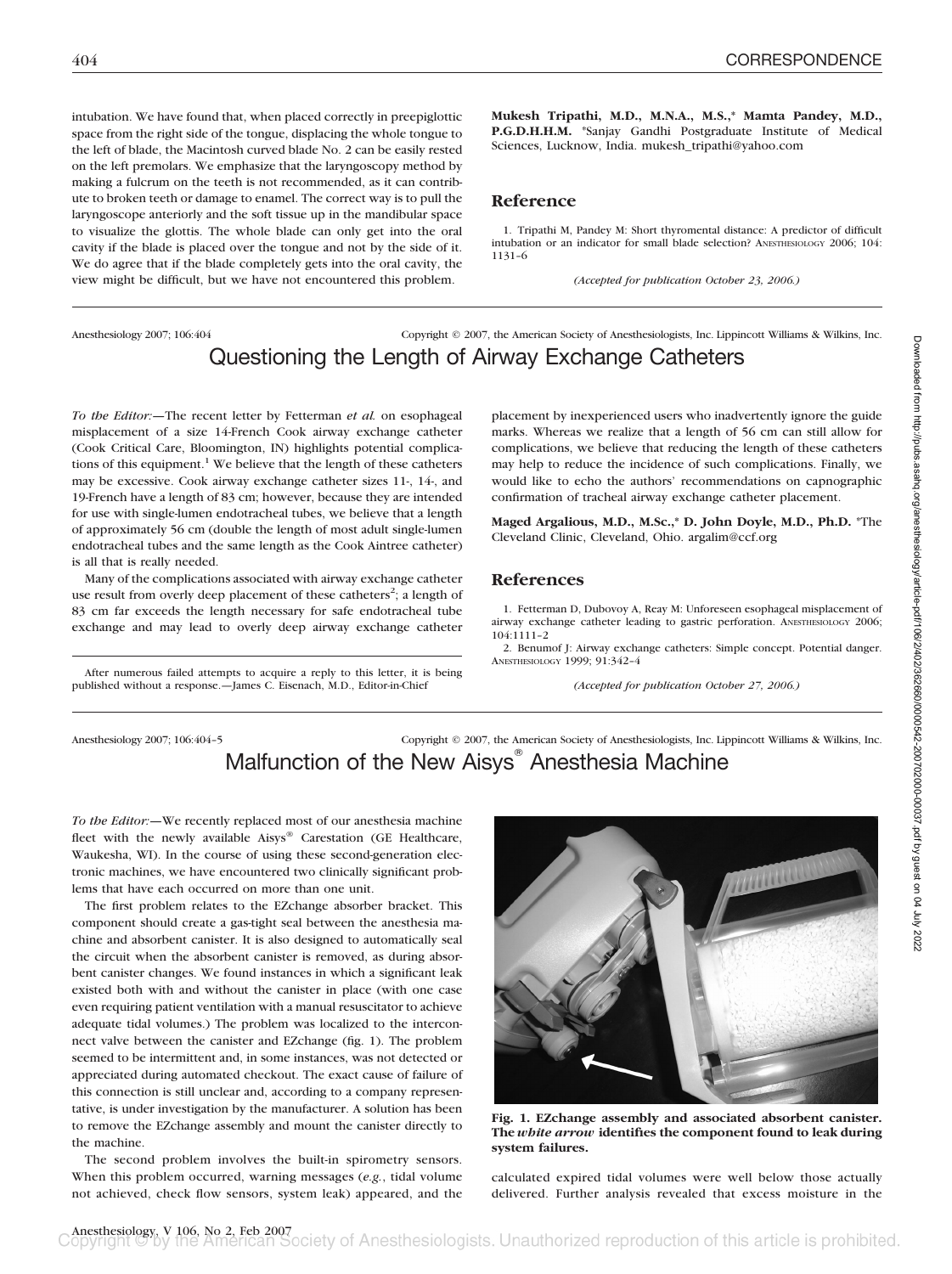intubation. We have found that, when placed correctly in preepiglottic space from the right side of the tongue, displacing the whole tongue to the left of blade, the Macintosh curved blade No. 2 can be easily rested on the left premolars. We emphasize that the laryngoscopy method by making a fulcrum on the teeth is not recommended, as it can contribute to broken teeth or damage to enamel. The correct way is to pull the laryngoscope anteriorly and the soft tissue up in the mandibular space to visualize the glottis. The whole blade can only get into the oral cavity if the blade is placed over the tongue and not by the side of it. We do agree that if the blade completely gets into the oral cavity, the view might be difficult, but we have not encountered this problem.

**Mukesh Tripathi, M.D., M.N.A., M.S.,\* Mamta Pandey, M.D., P.G.D.H.H.M.** \*Sanjay Gandhi Postgraduate Institute of Medical Sciences, Lucknow, India. mukesh_tripathi@yahoo.com

## Reference

1. Tripathi M, Pandey M: Short thyromental distance: A predictor of difficult intubation or an indicator for small blade selection? ANESTHESIOLOGY 2006; 104:1131–6

*(Accepted for publication October 23, 2006.)*

# Questioning the Length of Airway Exchange Catheters

*To the Editor:*—The recent letter by Fetterman *et al.* on esophageal misplacement of a size 14-French Cook airway exchange catheter (Cook Critical Care, Bloomington, IN) highlights potential complications of this equipment.[1] We believe that the length of these catheters may be excessive. Cook airway exchange catheter sizes 11-, 14-, and 19-French have a length of 83 cm; however, because they are intended for use with single-lumen endotracheal tubes, we believe that a length of approximately 56 cm (double the length of most adult single-lumen endotracheal tubes and the same length as the Cook Aintree catheter) is all that is really needed.

Many of the complications associated with airway exchange catheter use result from overly deep placement of these catheters[2]; a length of 83 cm far exceeds the length necessary for safe endotracheal tube exchange and may lead to overly deep airway exchange catheter placement by inexperienced users who inadvertently ignore the guide marks. Whereas we realize that a length of 56 cm can still allow for complications, we believe that reducing the length of these catheters may help to reduce the incidence of such complications. Finally, we would like to echo the authors' recommendations on capnographic confirmation of tracheal airway exchange catheter placement.

**Maged Argalious, M.D., M.Sc.,\* D. John Doyle, M.D., Ph.D.** \*The Cleveland Clinic, Cleveland, Ohio. argalim@ccf.org

## References

1. Fetterman D, Dubovoy A, Reay M: Unforeseen esophageal misplacement of airway exchange catheter leading to gastric perforation. ANESTHESIOLOGY 2006; 104:1111–2
2. Benumof J: Airway exchange catheters: Simple concept. Potential danger. ANESTHESIOLOGY 1999; 91:342–4

*(Accepted for publication October 27, 2006.)*

After numerous failed attempts to acquire a reply to this letter, it is being published without a response.—James C. Eisenach, M.D., Editor-in-Chief

# Malfunction of the New Aisys® Anesthesia Machine

*To the Editor:*—We recently replaced most of our anesthesia machine fleet with the newly available Aisys® Carestation (GE Healthcare, Waukesha, WI). In the course of using these second-generation electronic machines, we have encountered two clinically significant problems that have each occurred on more than one unit.

The first problem relates to the EZchange absorber bracket. This component should create a gas-tight seal between the anesthesia machine and absorbent canister. It is also designed to automatically seal the circuit when the absorbent canister is removed, as during absorbent canister changes. We found instances in which a significant leak existed both with and without the canister in place (with one case even requiring patient ventilation with a manual resuscitator to achieve adequate tidal volumes.) The problem was localized to the interconnect valve between the canister and EZchange (fig. 1). The problem seemed to be intermittent and, in some instances, was not detected or appreciated during automated checkout. The exact cause of failure of this connection is still unclear and, according to a company representative, is under investigation by the manufacturer. A solution has been to remove the EZchange assembly and mount the canister directly to the machine.

**Fig. 1. EZchange assembly and associated absorbent canister. The *white arrow* identifies the component found to leak during system failures.**

The second problem involves the built-in spirometry sensors. When this problem occurred, warning messages (*e.g.*, tidal volume not achieved, check flow sensors, system leak) appeared, and the calculated expired tidal volumes were well below those actually delivered. Further analysis revealed that excess moisture in the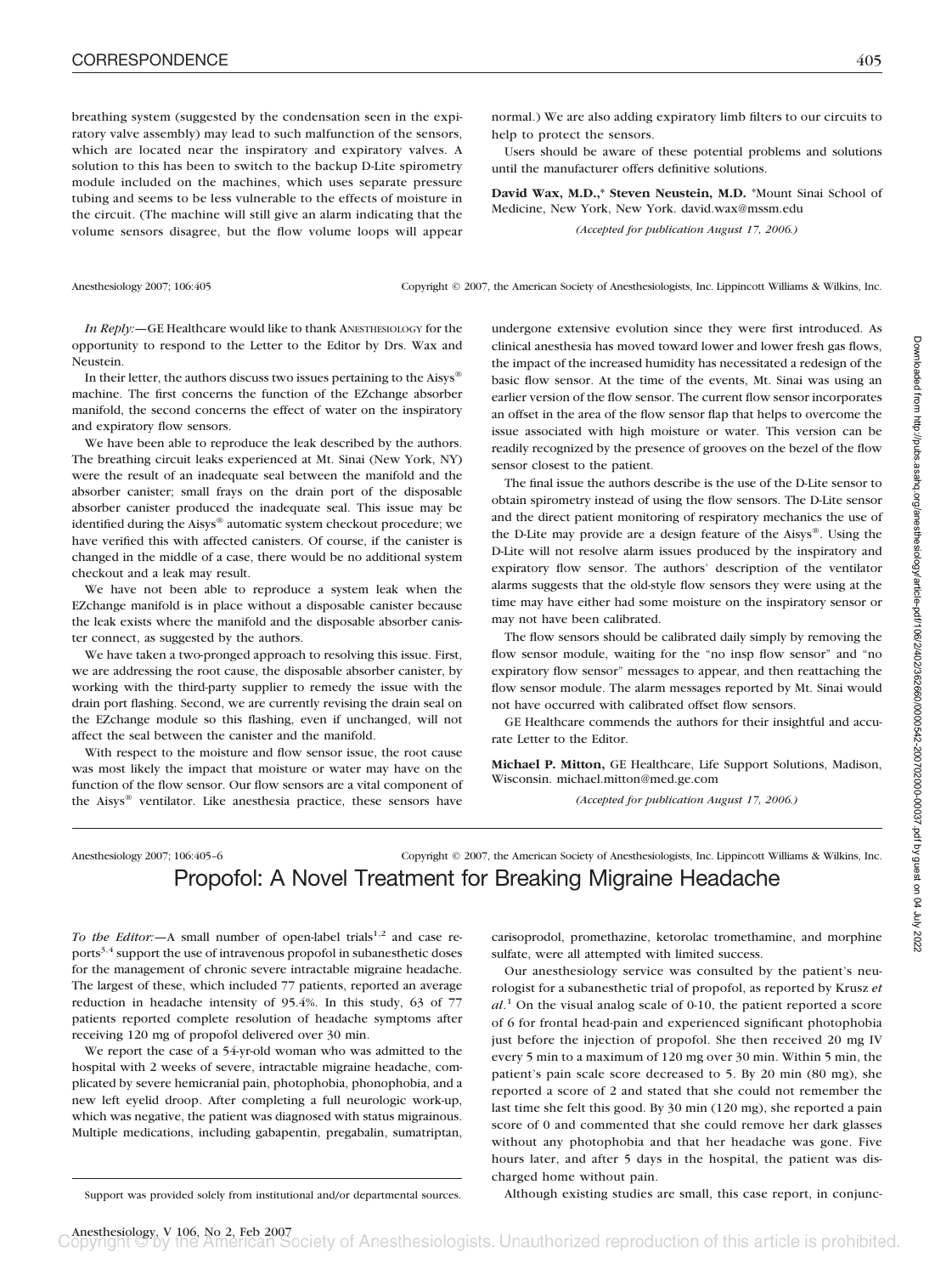breathing system (suggested by the condensation seen in the expiratory valve assembly) may lead to such malfunction of the sensors, which are located near the inspiratory and expiratory valves. A solution to this has been to switch to the backup D-Lite spirometry module included on the machines, which uses separate pressure tubing and seems to be less vulnerable to the effects of moisture in the circuit. (The machine will still give an alarm indicating that the volume sensors disagree, but the flow volume loops will appear normal.) We are also adding expiratory limb filters to our circuits to help to protect the sensors.

Users should be aware of these potential problems and solutions until the manufacturer offers definitive solutions.

**David Wax, M.D.,\* Steven Neustein, M.D.** \*Mount Sinai School of Medicine, New York, New York. david.wax@mssm.edu

*(Accepted for publication August 17, 2006.)*

---

*In Reply:*—GE Healthcare would like to thank ANESTHESIOLOGY for the opportunity to respond to the Letter to the Editor by Drs. Wax and Neustein.

In their letter, the authors discuss two issues pertaining to the Aisys® machine. The first concerns the function of the EZchange absorber manifold, the second concerns the effect of water on the inspiratory and expiratory flow sensors.

We have been able to reproduce the leak described by the authors. The breathing circuit leaks experienced at Mt. Sinai (New York, NY) were the result of an inadequate seal between the manifold and the absorber canister; small frays on the drain port of the disposable absorber canister produced the inadequate seal. This issue may be identified during the Aisys® automatic system checkout procedure; we have verified this with affected canisters. Of course, if the canister is changed in the middle of a case, there would be no additional system checkout and a leak may result.

We have not been able to reproduce a system leak when the EZchange manifold is in place without a disposable canister because the leak exists where the manifold and the disposable absorber canister connect, as suggested by the authors.

We have taken a two-pronged approach to resolving this issue. First, we are addressing the root cause, the disposable absorber canister, by working with the third-party supplier to remedy the issue with the drain port flashing. Second, we are currently revising the drain seal on the EZchange module so this flashing, even if unchanged, will not affect the seal between the canister and the manifold.

With respect to the moisture and flow sensor issue, the root cause was most likely the impact that moisture or water may have on the function of the flow sensor. Our flow sensors are a vital component of the Aisys® ventilator. Like anesthesia practice, these sensors have undergone extensive evolution since they were first introduced. As clinical anesthesia has moved toward lower and lower fresh gas flows, the impact of the increased humidity has necessitated a redesign of the basic flow sensor. At the time of the events, Mt. Sinai was using an earlier version of the flow sensor. The current flow sensor incorporates an offset in the area of the flow sensor flap that helps to overcome the issue associated with high moisture or water. This version can be readily recognized by the presence of grooves on the bezel of the flow sensor closest to the patient.

The final issue the authors describe is the use of the D-Lite sensor to obtain spirometry instead of using the flow sensors. The D-Lite sensor and the direct patient monitoring of respiratory mechanics the use of the D-Lite may provide are a design feature of the Aisys®. Using the D-Lite will not resolve alarm issues produced by the inspiratory and expiratory flow sensor. The authors' description of the ventilator alarms suggests that the old-style flow sensors they were using at the time may have either had some moisture on the inspiratory sensor or may not have been calibrated.

The flow sensors should be calibrated daily simply by removing the flow sensor module, waiting for the "no insp flow sensor" and "no expiratory flow sensor" messages to appear, and then reattaching the flow sensor module. The alarm messages reported by Mt. Sinai would not have occurred with calibrated offset flow sensors.

GE Healthcare commends the authors for their insightful and accurate Letter to the Editor.

**Michael P. Mitton,** GE Healthcare, Life Support Solutions, Madison, Wisconsin. michael.mitton@med.ge.com

*(Accepted for publication August 17, 2006.)*

---

# Propofol: A Novel Treatment for Breaking Migraine Headache

*To the Editor:*—A small number of open-label trials[1,2] and case reports[3,4] support the use of intravenous propofol in subanesthetic doses for the management of chronic severe intractable migraine headache. The largest of these, which included 77 patients, reported an average reduction in headache intensity of 95.4%. In this study, 63 of 77 patients reported complete resolution of headache symptoms after receiving 120 mg of propofol delivered over 30 min.

We report the case of a 54-yr-old woman who was admitted to the hospital with 2 weeks of severe, intractable migraine headache, complicated by severe hemicranial pain, photophobia, phonophobia, and a new left eyelid droop. After completing a full neurologic work-up, which was negative, the patient was diagnosed with status migrainous. Multiple medications, including gabapentin, pregabalin, sumatriptan, carisoprodol, promethazine, ketorolac tromethamine, and morphine sulfate, were all attempted with limited success.

Our anesthesiology service was consulted by the patient's neurologist for a subanesthetic trial of propofol, as reported by Krusz *et al.*[1] On the visual analog scale of 0-10, the patient reported a score of 6 for frontal head-pain and experienced significant photophobia just before the injection of propofol. She then received 20 mg IV every 5 min to a maximum of 120 mg over 30 min. Within 5 min, the patient's pain scale score decreased to 5. By 20 min (80 mg), she reported a score of 2 and stated that she could not remember the last time she felt this good. By 30 min (120 mg), she reported a pain score of 0 and commented that she could remove her dark glasses without any photophobia and that her headache was gone. Five hours later, and after 5 days in the hospital, the patient was discharged home without pain.

Although existing studies are small, this case report, in conjunc-

Support was provided solely from institutional and/or departmental sources.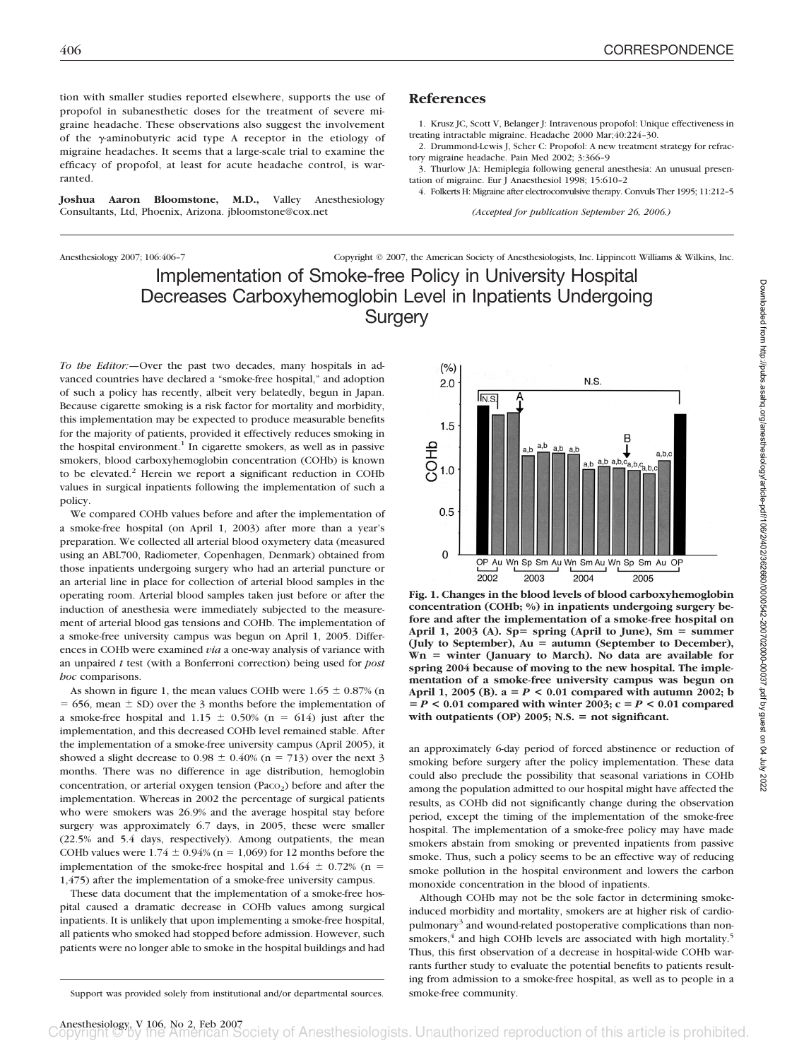tion with smaller studies reported elsewhere, supports the use of propofol in subanesthetic doses for the treatment of severe migraine headache. These observations also suggest the involvement of the γ-aminobutyric acid type A receptor in the etiology of migraine headaches. It seems that a large-scale trial to examine the efficacy of propofol, at least for acute headache control, is warranted.

**Joshua Aaron Bloomstone, M.D.,** Valley Anesthesiology Consultants, Ltd, Phoenix, Arizona. jbloomstone@cox.net

## References

1. Krusz JC, Scott V, Belanger J: Intravenous propofol: Unique effectiveness in treating intractable migraine. Headache 2000 Mar;40:224–30.
2. Drummond-Lewis J, Scher C: Propofol: A new treatment strategy for refractory migraine headache. Pain Med 2002; 3:366–9
3. Thurlow JA: Hemiplegia following general anesthesia: An unusual presentation of migraine. Eur J Anaesthesiol 1998; 15:610–2
4. Folkerts H: Migraine after electroconvulsive therapy. Convuls Ther 1995; 11:212–5

*(Accepted for publication September 26, 2006.)*

Anesthesiology 2007; 106:406–7 Copyright © 2007, the American Society of Anesthesiologists, Inc. Lippincott Williams & Wilkins, Inc.

# Implementation of Smoke-free Policy in University Hospital Decreases Carboxyhemoglobin Level in Inpatients Undergoing Surgery

*To the Editor:*—Over the past two decades, many hospitals in advanced countries have declared a "smoke-free hospital," and adoption of such a policy has recently, albeit very belatedly, begun in Japan. Because cigarette smoking is a risk factor for mortality and morbidity, this implementation may be expected to produce measurable benefits for the majority of patients, provided it effectively reduces smoking in the hospital environment.[1] In cigarette smokers, as well as in passive smokers, blood carboxyhemoglobin concentration (COHb) is known to be elevated.[2] Herein we report a significant reduction in COHb values in surgical inpatients following the implementation of such a policy.

We compared COHb values before and after the implementation of a smoke-free hospital (on April 1, 2003) after more than a year's preparation. We collected all arterial blood oxymetery data (measured using an ABL700, Radiometer, Copenhagen, Denmark) obtained from those inpatients undergoing surgery who had an arterial puncture or an arterial line in place for collection of arterial blood samples in the operating room. Arterial blood samples taken just before or after the induction of anesthesia were immediately subjected to the measurement of arterial blood gas tensions and COHb. The implementation of a smoke-free university campus was begun on April 1, 2005. Differences in COHb were examined *via* a one-way analysis of variance with an unpaired *t* test (with a Bonferroni correction) being used for *post hoc* comparisons.

As shown in figure 1, the mean values COHb were 1.65 ± 0.87% (n = 656, mean ± SD) over the 3 months before the implementation of a smoke-free hospital and 1.15 ± 0.50% (n = 614) just after the implementation, and this decreased COHb level remained stable. After the implementation of a smoke-free university campus (April 2005), it showed a slight decrease to 0.98 ± 0.40% (n = 713) over the next 3 months. There was no difference in age distribution, hemoglobin concentration, or arterial oxygen tension ($Pa_{CO_2}$) before and after the implementation. Whereas in 2002 the percentage of surgical patients who were smokers was 26.9% and the average hospital stay before surgery was approximately 6.7 days, in 2005, these were smaller (22.5% and 5.4 days, respectively). Among outpatients, the mean COHb values were 1.74 ± 0.94% (n = 1,069) for 12 months before the implementation of the smoke-free hospital and 1.64 ± 0.72% (n = 1,475) after the implementation of a smoke-free university campus.

These data document that the implementation of a smoke-free hospital caused a dramatic decrease in COHb values among surgical inpatients. It is unlikely that upon implementing a smoke-free hospital, all patients who smoked had stopped before admission. However, such patients were no longer able to smoke in the hospital buildings and had an approximately 6-day period of forced abstinence or reduction of smoking before surgery after the policy implementation. These data could also preclude the possibility that seasonal variations in COHb among the population admitted to our hospital might have affected the results, as COHb did not significantly change during the observation period, except the timing of the implementation of the smoke-free hospital. The implementation of a smoke-free policy may have made smokers abstain from smoking or prevented inpatients from passive smoke. Thus, such a policy seems to be an effective way of reducing smoke pollution in the hospital environment and lowers the carbon monoxide concentration in the blood of inpatients.

Although COHb may not be the sole factor in determining smoke-induced morbidity and mortality, smokers are at higher risk of cardiopulmonary[3] and wound-related postoperative complications than nonsmokers,[4] and high COHb levels are associated with high mortality.[5] Thus, this first observation of a decrease in hospital-wide COHb warrants further study to evaluate the potential benefits to patients resulting from admission to a smoke-free hospital, as well as to people in a smoke-free community.

**Fig. 1. Changes in the blood levels of blood carboxyhemoglobin concentration (COHb; %) in inpatients undergoing surgery before and after the implementation of a smoke-free hospital on April 1, 2003 (A). Sp= spring (April to June), Sm = summer (July to September), Au = autumn (September to December), Wn = winter (January to March). No data are available for spring 2004 because of moving to the new hospital. The implementation of a smoke-free university campus was begun on April 1, 2005 (B). a = *P* < 0.01 compared with autumn 2002; b = *P* < 0.01 compared with winter 2003; c = *P* < 0.01 compared with outpatients (OP) 2005; N.S. = not significant.**

Support was provided solely from institutional and/or departmental sources.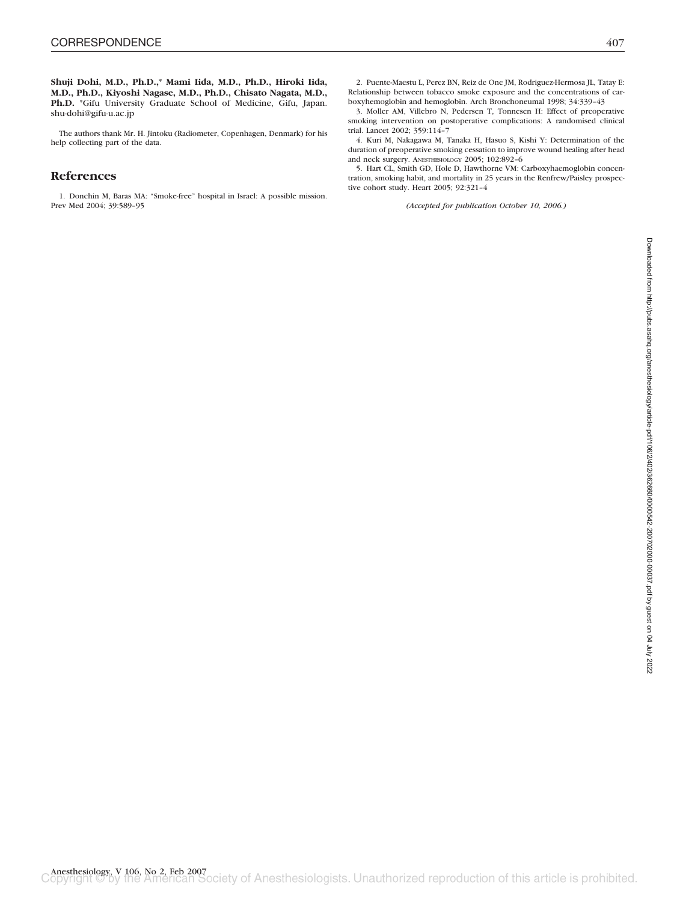**Shuji Dohi, M.D., Ph.D.,\* Mami Iida, M.D., Ph.D., Hiroki Iida, M.D., Ph.D., Kiyoshi Nagase, M.D., Ph.D., Chisato Nagata, M.D., Ph.D.** \*Gifu University Graduate School of Medicine, Gifu, Japan. shu-dohi@gifu-u.ac.jp

The authors thank Mr. H. Jintoku (Radiometer, Copenhagen, Denmark) for his help collecting part of the data.

## References

1. Donchin M, Baras MA: "Smoke-free" hospital in Israel: A possible mission. Prev Med 2004; 39:589–95
2. Puente-Maestu L, Perez BN, Reiz de One JM, Rodriguez-Hermosa JL, Tatay E: Relationship between tobacco smoke exposure and the concentrations of carboxyhemoglobin and hemoglobin. Arch Bronchoneumal 1998; 34:339–43
3. Moller AM, Villebro N, Pedersen T, Tonnesen H: Effect of preoperative smoking intervention on postoperative complications: A randomised clinical trial. Lancet 2002; 359:114–7
4. Kuri M, Nakagawa M, Tanaka H, Hasuo S, Kishi Y: Determination of the duration of preoperative smoking cessation to improve wound healing after head and neck surgery. ANESTHESIOLOGY 2005; 102:892–6
5. Hart CL, Smith GD, Hole D, Hawthorne VM: Carboxyhaemoglobin concentration, smoking habit, and mortality in 25 years in the Renfrew/Paisley prospective cohort study. Heart 2005; 92:321–4

*(Accepted for publication October 10, 2006.)*